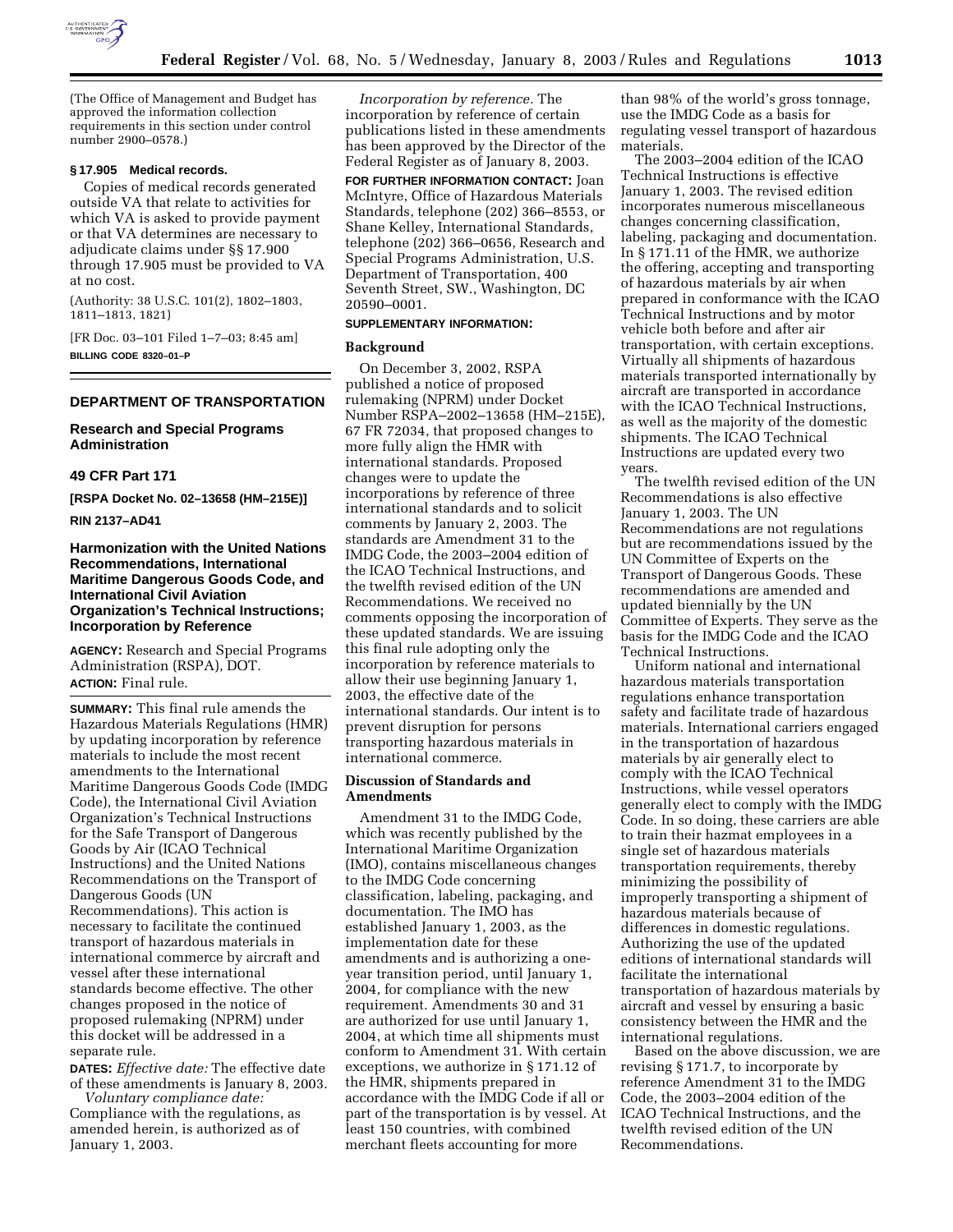(The Office of Management and Budget has approved the information collection requirements in this section under control number 2900–0578.)

### § 17.905 Medical records.

Copies of medical records generated outside VA that relate to activities for which VA is asked to provide payment or that VA determines are necessary to adjudicate claims under §§ 17.900 through 17.905 must be provided to VA at no cost.

(Authority: 38 U.S.C. 101(2), 1802–1803, 1811–1813, 1821)

[FR Doc. 03–101 Filed 1–7–03; 8:45 am]

**BILLING CODE 8320–01–P**

---

## DEPARTMENT OF TRANSPORTATION

### Research and Special Programs Administration

### 49 CFR Part 171

**[RSPA Docket No. 02–13658 (HM–215E)]**

**RIN 2137–AD41**

## Harmonization with the United Nations Recommendations, International Maritime Dangerous Goods Code, and International Civil Aviation Organization's Technical Instructions; Incorporation by Reference

**AGENCY:** Research and Special Programs Administration (RSPA), DOT.

**ACTION:** Final rule.

**SUMMARY:** This final rule amends the Hazardous Materials Regulations (HMR) by updating incorporation by reference materials to include the most recent amendments to the International Maritime Dangerous Goods Code (IMDG Code), the International Civil Aviation Organization's Technical Instructions for the Safe Transport of Dangerous Goods by Air (ICAO Technical Instructions) and the United Nations Recommendations on the Transport of Dangerous Goods (UN Recommendations). This action is necessary to facilitate the continued transport of hazardous materials in international commerce by aircraft and vessel after these international standards become effective. The other changes proposed in the notice of proposed rulemaking (NPRM) under this docket will be addressed in a separate rule.

**DATES:** *Effective date:* The effective date of these amendments is January 8, 2003.

*Voluntary compliance date:* Compliance with the regulations, as amended herein, is authorized as of January 1, 2003.

*Incorporation by reference.* The incorporation by reference of certain publications listed in these amendments has been approved by the Director of the Federal Register as of January 8, 2003.

**FOR FURTHER INFORMATION CONTACT:** Joan McIntyre, Office of Hazardous Materials Standards, telephone (202) 366–8553, or Shane Kelley, International Standards, telephone (202) 366–0656, Research and Special Programs Administration, U.S. Department of Transportation, 400 Seventh Street, SW., Washington, DC 20590–0001.

**SUPPLEMENTARY INFORMATION:**

### Background

On December 3, 2002, RSPA published a notice of proposed rulemaking (NPRM) under Docket Number RSPA–2002–13658 (HM–215E), 67 FR 72034, that proposed changes to more fully align the HMR with international standards. Proposed changes were to update the incorporations by reference of three international standards and to solicit comments by January 2, 2003. The standards are Amendment 31 to the IMDG Code, the 2003–2004 edition of the ICAO Technical Instructions, and the twelfth revised edition of the UN Recommendations. We received no comments opposing the incorporation of these updated standards. We are issuing this final rule adopting only the incorporation by reference materials to allow their use beginning January 1, 2003, the effective date of the international standards. Our intent is to prevent disruption for persons transporting hazardous materials in international commerce.

### Discussion of Standards and Amendments

Amendment 31 to the IMDG Code, which was recently published by the International Maritime Organization (IMO), contains miscellaneous changes to the IMDG Code concerning classification, labeling, packaging, and documentation. The IMO has established January 1, 2003, as the implementation date for these amendments and is authorizing a one-year transition period, until January 1, 2004, for compliance with the new requirement. Amendments 30 and 31 are authorized for use until January 1, 2004, at which time all shipments must conform to Amendment 31. With certain exceptions, we authorize in § 171.12 of the HMR, shipments prepared in accordance with the IMDG Code if all or part of the transportation is by vessel. At least 150 countries, with combined merchant fleets accounting for more than 98% of the world's gross tonnage, use the IMDG Code as a basis for regulating vessel transport of hazardous materials.

The 2003–2004 edition of the ICAO Technical Instructions is effective January 1, 2003. The revised edition incorporates numerous miscellaneous changes concerning classification, labeling, packaging and documentation. In § 171.11 of the HMR, we authorize the offering, accepting and transporting of hazardous materials by air when prepared in conformance with the ICAO Technical Instructions and by motor vehicle both before and after air transportation, with certain exceptions. Virtually all shipments of hazardous materials transported internationally by aircraft are transported in accordance with the ICAO Technical Instructions, as well as the majority of the domestic shipments. The ICAO Technical Instructions are updated every two years.

The twelfth revised edition of the UN Recommendations is also effective January 1, 2003. The UN Recommendations are not regulations but are recommendations issued by the UN Committee of Experts on the Transport of Dangerous Goods. These recommendations are amended and updated biennially by the UN Committee of Experts. They serve as the basis for the IMDG Code and the ICAO Technical Instructions.

Uniform national and international hazardous materials transportation regulations enhance transportation safety and facilitate trade of hazardous materials. International carriers engaged in the transportation of hazardous materials by air generally elect to comply with the ICAO Technical Instructions, while vessel operators generally elect to comply with the IMDG Code. In so doing, these carriers are able to train their hazmat employees in a single set of hazardous materials transportation requirements, thereby minimizing the possibility of improperly transporting a shipment of hazardous materials because of differences in domestic regulations. Authorizing the use of the updated editions of international standards will facilitate the international transportation of hazardous materials by aircraft and vessel by ensuring a basic consistency between the HMR and the international regulations.

Based on the above discussion, we are revising § 171.7, to incorporate by reference Amendment 31 to the IMDG Code, the 2003–2004 edition of the ICAO Technical Instructions, and the twelfth revised edition of the UN Recommendations.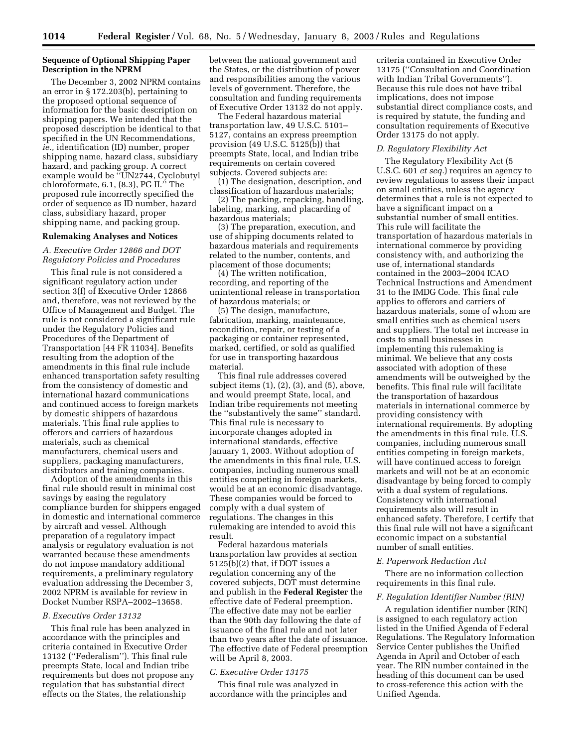**Sequence of Optional Shipping Paper Description in the NPRM**

The December 3, 2002 NPRM contains an error in § 172.203(b), pertaining to the proposed optional sequence of information for the basic description on shipping papers. We intended that the proposed description be identical to that specified in the UN Recommendations, *ie.,* identification (ID) number, proper shipping name, hazard class, subsidiary hazard, and packing group. A correct example would be ''UN2744, Cyclobutyl chloroformate, 6.1, (8.3), PG II.'' The proposed rule incorrectly specified the order of sequence as ID number, hazard class, subsidiary hazard, proper shipping name, and packing group.

**Rulemaking Analyses and Notices**

*A. Executive Order 12866 and DOT Regulatory Policies and Procedures*

This final rule is not considered a significant regulatory action under section 3(f) of Executive Order 12866 and, therefore, was not reviewed by the Office of Management and Budget. The rule is not considered a significant rule under the Regulatory Policies and Procedures of the Department of Transportation [44 FR 11034]. Benefits resulting from the adoption of the amendments in this final rule include enhanced transportation safety resulting from the consistency of domestic and international hazard communications and continued access to foreign markets by domestic shippers of hazardous materials. This final rule applies to offerors and carriers of hazardous materials, such as chemical manufacturers, chemical users and suppliers, packaging manufacturers, distributors and training companies.

Adoption of the amendments in this final rule should result in minimal cost savings by easing the regulatory compliance burden for shippers engaged in domestic and international commerce by aircraft and vessel. Although preparation of a regulatory impact analysis or regulatory evaluation is not warranted because these amendments do not impose mandatory additional requirements, a preliminary regulatory evaluation addressing the December 3, 2002 NPRM is available for review in Docket Number RSPA–2002–13658.

*B. Executive Order 13132*

This final rule has been analyzed in accordance with the principles and criteria contained in Executive Order 13132 (''Federalism''). This final rule preempts State, local and Indian tribe requirements but does not propose any regulation that has substantial direct effects on the States, the relationship between the national government and the States, or the distribution of power and responsibilities among the various levels of government. Therefore, the consultation and funding requirements of Executive Order 13132 do not apply.

The Federal hazardous material transportation law, 49 U.S.C. 5101–5127, contains an express preemption provision (49 U.S.C. 5125(b)) that preempts State, local, and Indian tribe requirements on certain covered subjects. Covered subjects are:

(1) The designation, description, and classification of hazardous materials;

(2) The packing, repacking, handling, labeling, marking, and placarding of hazardous materials;

(3) The preparation, execution, and use of shipping documents related to hazardous materials and requirements related to the number, contents, and placement of those documents;

(4) The written notification, recording, and reporting of the unintentional release in transportation of hazardous materials; or

(5) The design, manufacture, fabrication, marking, maintenance, recondition, repair, or testing of a packaging or container represented, marked, certified, or sold as qualified for use in transporting hazardous material.

This final rule addresses covered subject items (1), (2), (3), and (5), above, and would preempt State, local, and Indian tribe requirements not meeting the ''substantively the same'' standard. This final rule is necessary to incorporate changes adopted in international standards, effective January 1, 2003. Without adoption of the amendments in this final rule, U.S. companies, including numerous small entities competing in foreign markets, would be at an economic disadvantage. These companies would be forced to comply with a dual system of regulations. The changes in this rulemaking are intended to avoid this result.

Federal hazardous materials transportation law provides at section 5125(b)(2) that, if DOT issues a regulation concerning any of the covered subjects, DOT must determine and publish in the **Federal Register** the effective date of Federal preemption. The effective date may not be earlier than the 90th day following the date of issuance of the final rule and not later than two years after the date of issuance. The effective date of Federal preemption will be April 8, 2003.

*C. Executive Order 13175*

This final rule was analyzed in accordance with the principles and criteria contained in Executive Order 13175 (''Consultation and Coordination with Indian Tribal Governments''). Because this rule does not have tribal implications, does not impose substantial direct compliance costs, and is required by statute, the funding and consultation requirements of Executive Order 13175 do not apply.

*D. Regulatory Flexibility Act*

The Regulatory Flexibility Act (5 U.S.C. 601 *et seq.*) requires an agency to review regulations to assess their impact on small entities, unless the agency determines that a rule is not expected to have a significant impact on a substantial number of small entities. This rule will facilitate the transportation of hazardous materials in international commerce by providing consistency with, and authorizing the use of, international standards contained in the 2003–2004 ICAO Technical Instructions and Amendment 31 to the IMDG Code. This final rule applies to offerors and carriers of hazardous materials, some of whom are small entities such as chemical users and suppliers. The total net increase in costs to small businesses in implementing this rulemaking is minimal. We believe that any costs associated with adoption of these amendments will be outweighed by the benefits. This final rule will facilitate the transportation of hazardous materials in international commerce by providing consistency with international requirements. By adopting the amendments in this final rule, U.S. companies, including numerous small entities competing in foreign markets, will have continued access to foreign markets and will not be at an economic disadvantage by being forced to comply with a dual system of regulations. Consistency with international requirements also will result in enhanced safety. Therefore, I certify that this final rule will not have a significant economic impact on a substantial number of small entities.

*E. Paperwork Reduction Act*

There are no information collection requirements in this final rule.

*F. Regulation Identifier Number (RIN)*

A regulation identifier number (RIN) is assigned to each regulatory action listed in the Unified Agenda of Federal Regulations. The Regulatory Information Service Center publishes the Unified Agenda in April and October of each year. The RIN number contained in the heading of this document can be used to cross-reference this action with the Unified Agenda.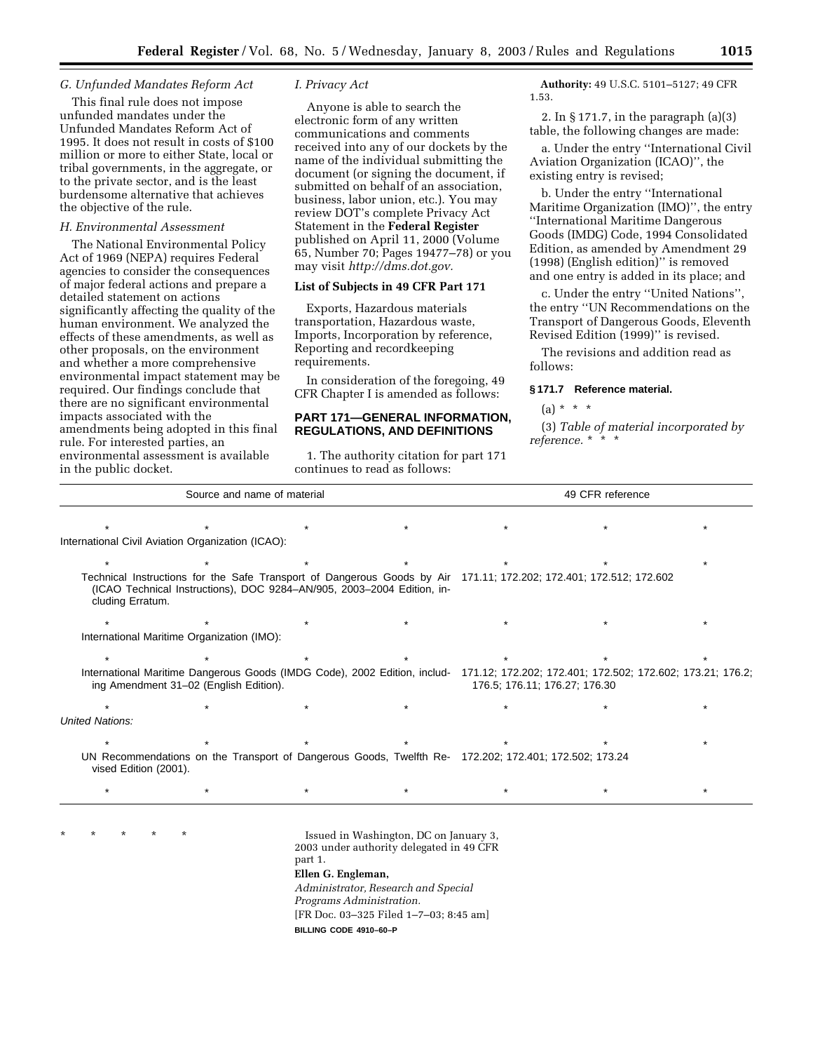*G. Unfunded Mandates Reform Act*

This final rule does not impose unfunded mandates under the Unfunded Mandates Reform Act of 1995. It does not result in costs of $100 million or more to either State, local or tribal governments, in the aggregate, or to the private sector, and is the least burdensome alternative that achieves the objective of the rule.

*H. Environmental Assessment*

The National Environmental Policy Act of 1969 (NEPA) requires Federal agencies to consider the consequences of major federal actions and prepare a detailed statement on actions significantly affecting the quality of the human environment. We analyzed the effects of these amendments, as well as other proposals, on the environment and whether a more comprehensive environmental impact statement may be required. Our findings conclude that there are no significant environmental impacts associated with the amendments being adopted in this final rule. For interested parties, an environmental assessment is available in the public docket.

*I. Privacy Act*

Anyone is able to search the electronic form of any written communications and comments received into any of our dockets by the name of the individual submitting the document (or signing the document, if submitted on behalf of an association, business, labor union, etc.). You may review DOT's complete Privacy Act Statement in the **Federal Register** published on April 11, 2000 (Volume 65, Number 70; Pages 19477–78) or you may visit *http://dms.dot.gov.*

**List of Subjects in 49 CFR Part 171**

Exports, Hazardous materials transportation, Hazardous waste, Imports, Incorporation by reference, Reporting and recordkeeping requirements.

In consideration of the foregoing, 49 CFR Chapter I is amended as follows:

## PART 171—GENERAL INFORMATION, REGULATIONS, AND DEFINITIONS

1. The authority citation for part 171 continues to read as follows:

**Authority:** 49 U.S.C. 5101–5127; 49 CFR 1.53.

2. In § 171.7, in the paragraph (a)(3) table, the following changes are made:

a. Under the entry ''International Civil Aviation Organization (ICAO)'', the existing entry is revised;

b. Under the entry ''International Maritime Organization (IMO)'', the entry ''International Maritime Dangerous Goods (IMDG) Code, 1994 Consolidated Edition, as amended by Amendment 29 (1998) (English edition)'' is removed and one entry is added in its place; and

c. Under the entry ''United Nations'', the entry ''UN Recommendations on the Transport of Dangerous Goods, Eleventh Revised Edition (1999)'' is revised.

The revisions and addition read as follows:

**§ 171.7 Reference material.**

(a) * * *

(3) *Table of material incorporated by reference.* * * *

| Source and name of material | 49 CFR reference |
|---|---|
| * * * * * * * | |
| International Civil Aviation Organization (ICAO): | |
| * * * * * * * | |
| Technical Instructions for the Safe Transport of Dangerous Goods by Air (ICAO Technical Instructions), DOC 9284–AN/905, 2003–2004 Edition, including Erratum. | 171.11; 172.202; 172.401; 172.512; 172.602 |
| * * * * * * * | |
| International Maritime Organization (IMO): | |
| * * * * * * * | |
| International Maritime Dangerous Goods (IMDG Code), 2002 Edition, including Amendment 31–02 (English Edition). | 171.12; 172.202; 172.401; 172.502; 172.602; 173.21; 176.2; 176.5; 176.11; 176.27; 176.30 |
| * * * * * * * | |
| *United Nations:* | |
| * * * * * * * | |
| UN Recommendations on the Transport of Dangerous Goods, Twelfth Revised Edition (2001). | 172.202; 172.401; 172.502; 173.24 |
| * * * * * * * | |

\* \* \* \* \*

Issued in Washington, DC on January 3, 2003 under authority delegated in 49 CFR part 1.

**Ellen G. Engleman,**

*Administrator, Research and Special Programs Administration.*

[FR Doc. 03–325 Filed 1–7–03; 8:45 am]

**BILLING CODE 4910–60–P**